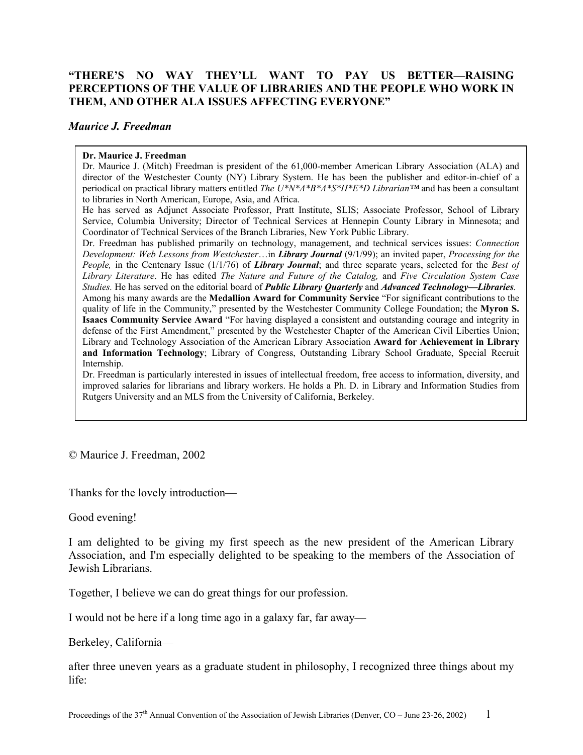# "THERE'S NO WAY THEY'LL WANT TO PAY US BETTER—RAISING PERCEPTIONS OF THE VALUE OF LIBRARIES AND THE PEOPLE WHO WORK IN THEM, AND OTHER ALA ISSUES AFFECTING EVERYONE"

***Maurice J. Freedman***

**Dr. Maurice J. Freedman**

Dr. Maurice J. (Mitch) Freedman is president of the 61,000-member American Library Association (ALA) and director of the Westchester County (NY) Library System. He has been the publisher and editor-in-chief of a periodical on practical library matters entitled *The U*N*A*B*A*S*H*E*D Librarian*™ and has been a consultant to libraries in North American, Europe, Asia, and Africa.

He has served as Adjunct Associate Professor, Pratt Institute, SLIS; Associate Professor, School of Library Service, Columbia University; Director of Technical Services at Hennepin County Library in Minnesota; and Coordinator of Technical Services of the Branch Libraries, New York Public Library.

Dr. Freedman has published primarily on technology, management, and technical services issues: *Connection Development: Web Lessons from Westchester*…in ***Library Journal*** (9/1/99); an invited paper, *Processing for the People,* in the Centenary Issue (1/1/76) of ***Library Journal***; and three separate years, selected for the *Best of Library Literature*. He has edited *The Nature and Future of the Catalog,* and *Five Circulation System Case Studies.* He has served on the editorial board of ***Public Library Quarterly*** and ***Advanced Technology—Libraries****.*

Among his many awards are the **Medallion Award for Community Service** "For significant contributions to the quality of life in the Community," presented by the Westchester Community College Foundation; the **Myron S. Isaacs Community Service Award** "For having displayed a consistent and outstanding courage and integrity in defense of the First Amendment," presented by the Westchester Chapter of the American Civil Liberties Union; Library and Technology Association of the American Library Association **Award for Achievement in Library and Information Technology**; Library of Congress, Outstanding Library School Graduate, Special Recruit Internship.

Dr. Freedman is particularly interested in issues of intellectual freedom, free access to information, diversity, and improved salaries for librarians and library workers. He holds a Ph. D. in Library and Information Studies from Rutgers University and an MLS from the University of California, Berkeley.

© Maurice J. Freedman, 2002

Thanks for the lovely introduction—

Good evening!

I am delighted to be giving my first speech as the new president of the American Library Association, and I'm especially delighted to be speaking to the members of the Association of Jewish Librarians.

Together, I believe we can do great things for our profession.

I would not be here if a long time ago in a galaxy far, far away—

Berkeley, California—

after three uneven years as a graduate student in philosophy, I recognized three things about my life: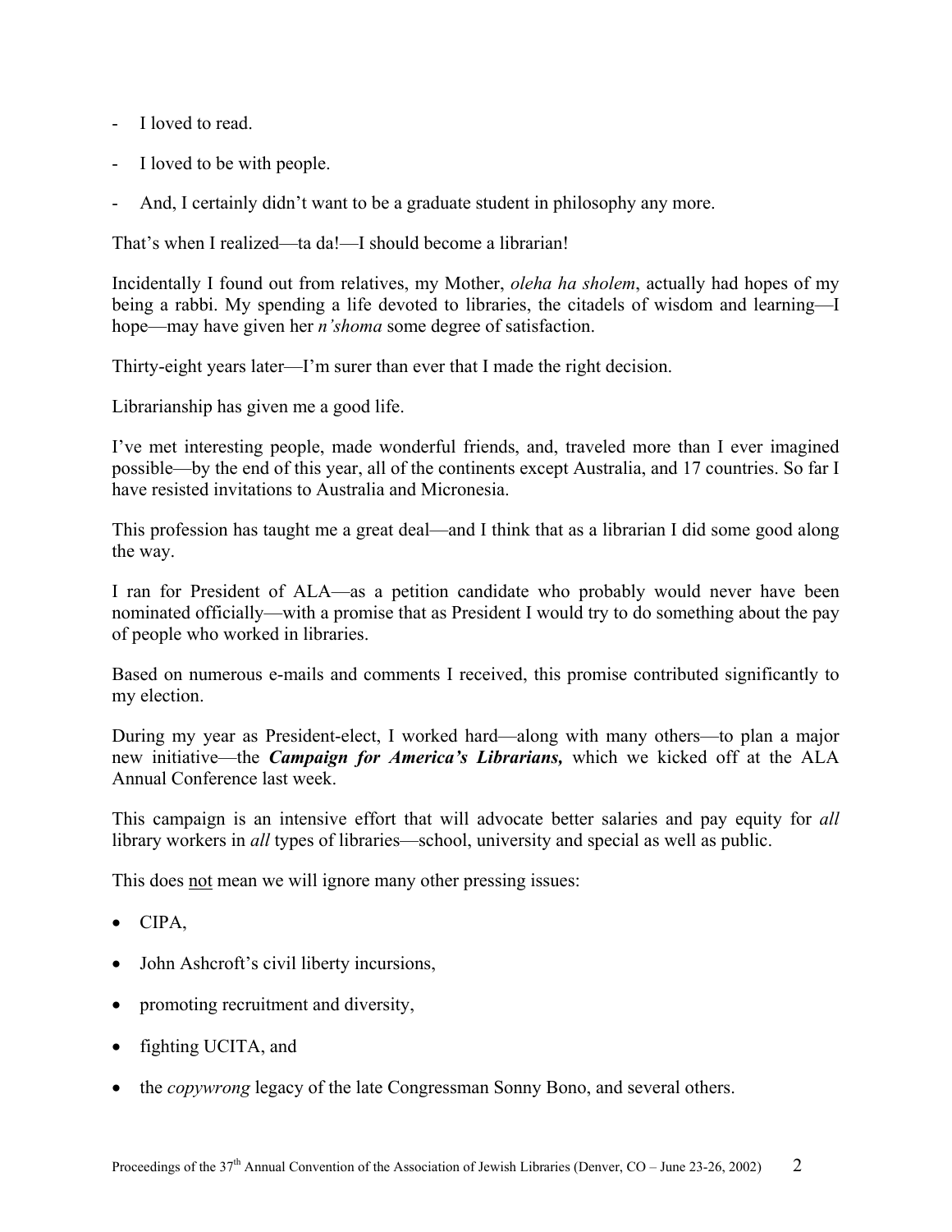- I loved to read.
- I loved to be with people.
- And, I certainly didn't want to be a graduate student in philosophy any more.

That's when I realized—ta da!—I should become a librarian!

Incidentally I found out from relatives, my Mother, *oleha ha sholem*, actually had hopes of my being a rabbi. My spending a life devoted to libraries, the citadels of wisdom and learning—I hope—may have given her *n'shoma* some degree of satisfaction.

Thirty-eight years later—I'm surer than ever that I made the right decision.

Librarianship has given me a good life.

I've met interesting people, made wonderful friends, and, traveled more than I ever imagined possible—by the end of this year, all of the continents except Australia, and 17 countries. So far I have resisted invitations to Australia and Micronesia.

This profession has taught me a great deal—and I think that as a librarian I did some good along the way.

I ran for President of ALA—as a petition candidate who probably would never have been nominated officially—with a promise that as President I would try to do something about the pay of people who worked in libraries.

Based on numerous e-mails and comments I received, this promise contributed significantly to my election.

During my year as President-elect, I worked hard—along with many others—to plan a major new initiative—the ***Campaign for America's Librarians,*** which we kicked off at the ALA Annual Conference last week.

This campaign is an intensive effort that will advocate better salaries and pay equity for *all* library workers in *all* types of libraries—school, university and special as well as public.

This does <u>not</u> mean we will ignore many other pressing issues:

- CIPA,
- John Ashcroft's civil liberty incursions,
- promoting recruitment and diversity,
- fighting UCITA, and
- the *copywrong* legacy of the late Congressman Sonny Bono, and several others.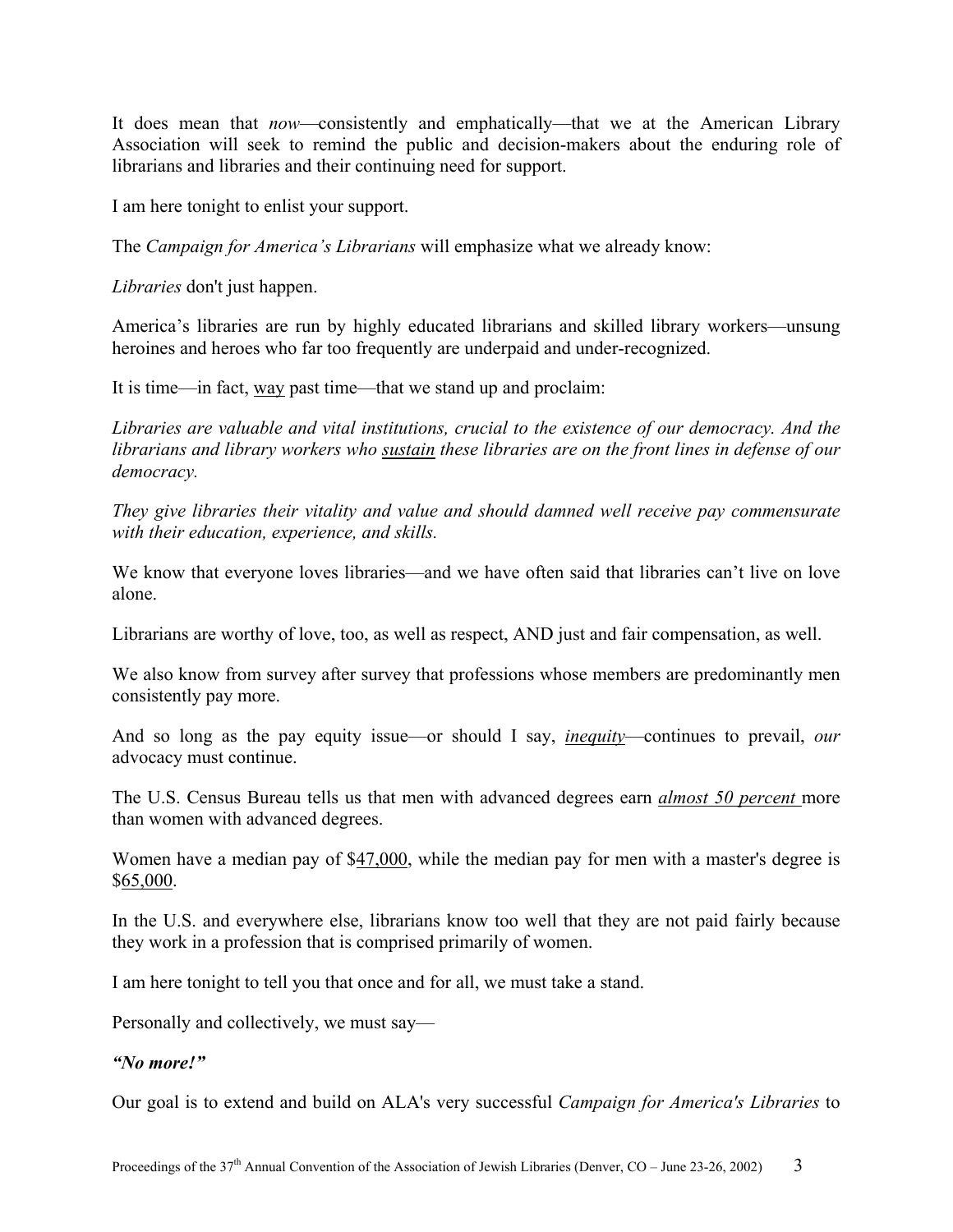It does mean that *now*—consistently and emphatically—that we at the American Library Association will seek to remind the public and decision-makers about the enduring role of librarians and libraries and their continuing need for support.

I am here tonight to enlist your support.

The *Campaign for America's Librarians* will emphasize what we already know:

*Libraries* don't just happen.

America's libraries are run by highly educated librarians and skilled library workers—unsung heroines and heroes who far too frequently are underpaid and under-recognized.

It is time—in fact, <u>way</u> past time—that we stand up and proclaim:

*Libraries are valuable and vital institutions, crucial to the existence of our democracy. And the librarians and library workers who <u>sustain</u> these libraries are on the front lines in defense of our democracy.*

*They give libraries their vitality and value and should damned well receive pay commensurate with their education, experience, and skills.*

We know that everyone loves libraries—and we have often said that libraries can't live on love alone.

Librarians are worthy of love, too, as well as respect, AND just and fair compensation, as well.

We also know from survey after survey that professions whose members are predominantly men consistently pay more.

And so long as the pay equity issue—or should I say, ***<u>inequity</u>***—continues to prevail, *our* advocacy must continue.

The U.S. Census Bureau tells us that men with advanced degrees earn ***<u>almost 50 percent</u>*** more than women with advanced degrees.

Women have a median pay of $<u>47,000</u>, while the median pay for men with a master's degree is $<u>65,000</u>.

In the U.S. and everywhere else, librarians know too well that they are not paid fairly because they work in a profession that is comprised primarily of women.

I am here tonight to tell you that once and for all, we must take a stand.

Personally and collectively, we must say—

***"No more!"***

Our goal is to extend and build on ALA's very successful *Campaign for America's Libraries* to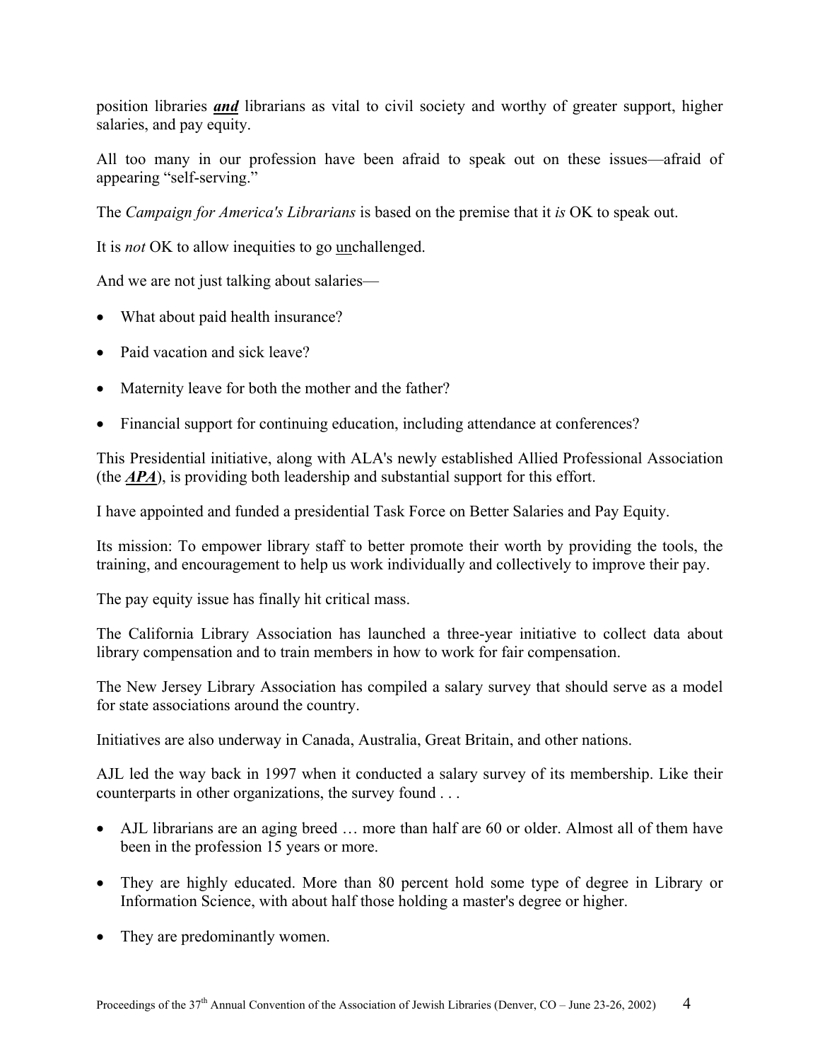position libraries ***and*** librarians as vital to civil society and worthy of greater support, higher salaries, and pay equity.

All too many in our profession have been afraid to speak out on these issues—afraid of appearing "self-serving."

The *Campaign for America's Librarians* is based on the premise that it *is* OK to speak out.

It is *not* OK to allow inequities to go <u>un</u>challenged.

And we are not just talking about salaries—

- What about paid health insurance?
- Paid vacation and sick leave?
- Maternity leave for both the mother and the father?
- Financial support for continuing education, including attendance at conferences?

This Presidential initiative, along with ALA's newly established Allied Professional Association (the ***APA***), is providing both leadership and substantial support for this effort.

I have appointed and funded a presidential Task Force on Better Salaries and Pay Equity.

Its mission: To empower library staff to better promote their worth by providing the tools, the training, and encouragement to help us work individually and collectively to improve their pay.

The pay equity issue has finally hit critical mass.

The California Library Association has launched a three-year initiative to collect data about library compensation and to train members in how to work for fair compensation.

The New Jersey Library Association has compiled a salary survey that should serve as a model for state associations around the country.

Initiatives are also underway in Canada, Australia, Great Britain, and other nations.

AJL led the way back in 1997 when it conducted a salary survey of its membership. Like their counterparts in other organizations, the survey found . . .

- AJL librarians are an aging breed … more than half are 60 or older. Almost all of them have been in the profession 15 years or more.
- They are highly educated. More than 80 percent hold some type of degree in Library or Information Science, with about half those holding a master's degree or higher.
- They are predominantly women.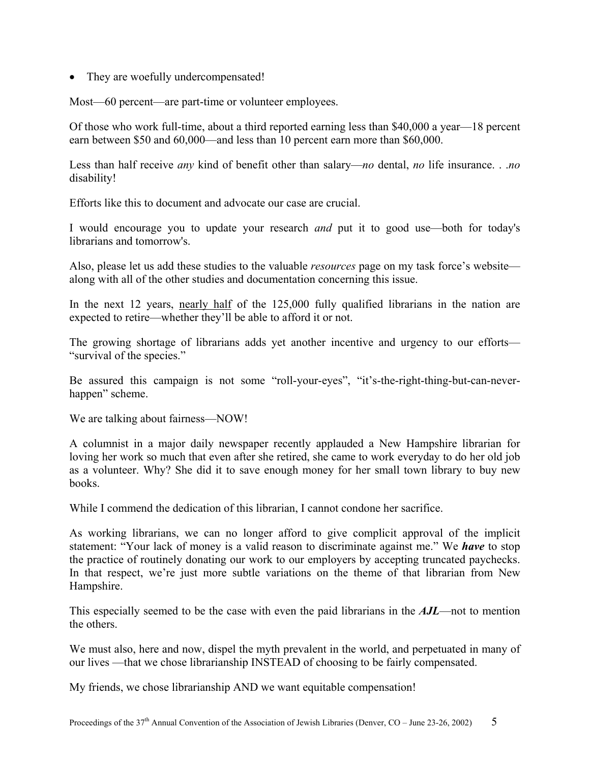- They are woefully undercompensated!

Most—60 percent—are part-time or volunteer employees.

Of those who work full-time, about a third reported earning less than $40,000 a year—18 percent earn between $50 and 60,000—and less than 10 percent earn more than $60,000.

Less than half receive *any* kind of benefit other than salary—*no* dental, *no* life insurance. . .*no* disability!

Efforts like this to document and advocate our case are crucial.

I would encourage you to update your research *and* put it to good use—both for today's librarians and tomorrow's.

Also, please let us add these studies to the valuable *resources* page on my task force's website—along with all of the other studies and documentation concerning this issue.

In the next 12 years, <u>nearly half</u> of the 125,000 fully qualified librarians in the nation are expected to retire—whether they'll be able to afford it or not.

The growing shortage of librarians adds yet another incentive and urgency to our efforts—"survival of the species."

Be assured this campaign is not some "roll-your-eyes", "it's-the-right-thing-but-can-never-happen" scheme.

We are talking about fairness—NOW!

A columnist in a major daily newspaper recently applauded a New Hampshire librarian for loving her work so much that even after she retired, she came to work everyday to do her old job as a volunteer. Why? She did it to save enough money for her small town library to buy new books.

While I commend the dedication of this librarian, I cannot condone her sacrifice.

As working librarians, we can no longer afford to give complicit approval of the implicit statement: "Your lack of money is a valid reason to discriminate against me." We ***have*** to stop the practice of routinely donating our work to our employers by accepting truncated paychecks. In that respect, we're just more subtle variations on the theme of that librarian from New Hampshire.

This especially seemed to be the case with even the paid librarians in the ***AJL***—not to mention the others.

We must also, here and now, dispel the myth prevalent in the world, and perpetuated in many of our lives —that we chose librarianship INSTEAD of choosing to be fairly compensated.

My friends, we chose librarianship AND we want equitable compensation!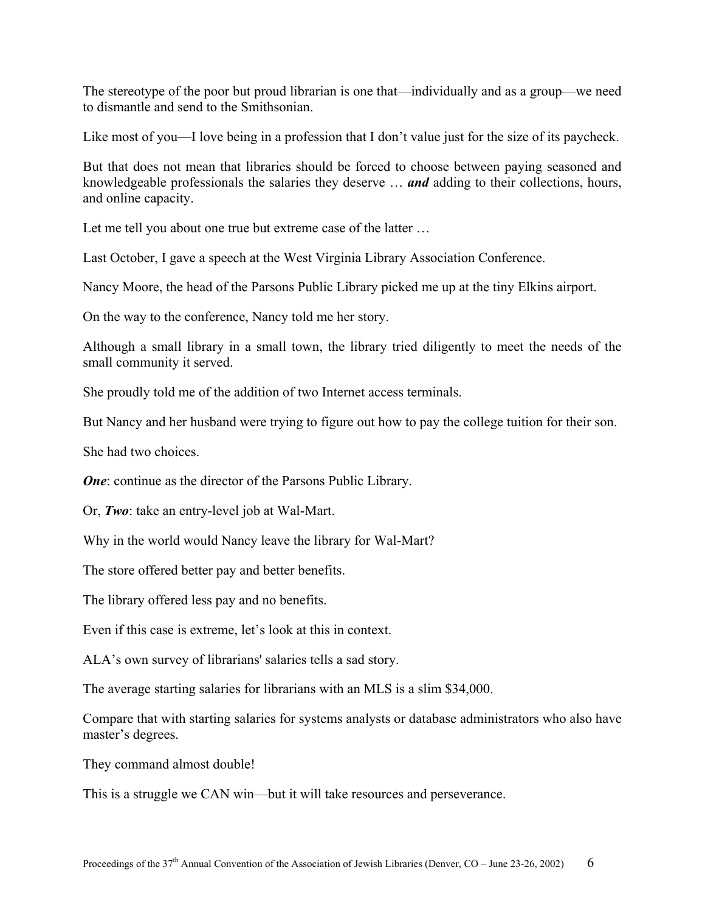The stereotype of the poor but proud librarian is one that—individually and as a group—we need to dismantle and send to the Smithsonian.

Like most of you—I love being in a profession that I don't value just for the size of its paycheck.

But that does not mean that libraries should be forced to choose between paying seasoned and knowledgeable professionals the salaries they deserve … ***and*** adding to their collections, hours, and online capacity.

Let me tell you about one true but extreme case of the latter …

Last October, I gave a speech at the West Virginia Library Association Conference.

Nancy Moore, the head of the Parsons Public Library picked me up at the tiny Elkins airport.

On the way to the conference, Nancy told me her story.

Although a small library in a small town, the library tried diligently to meet the needs of the small community it served.

She proudly told me of the addition of two Internet access terminals.

But Nancy and her husband were trying to figure out how to pay the college tuition for their son.

She had two choices.

***One***: continue as the director of the Parsons Public Library.

Or, ***Two***: take an entry-level job at Wal-Mart.

Why in the world would Nancy leave the library for Wal-Mart?

The store offered better pay and better benefits.

The library offered less pay and no benefits.

Even if this case is extreme, let's look at this in context.

ALA's own survey of librarians' salaries tells a sad story.

The average starting salaries for librarians with an MLS is a slim $34,000.

Compare that with starting salaries for systems analysts or database administrators who also have master's degrees.

They command almost double!

This is a struggle we CAN win—but it will take resources and perseverance.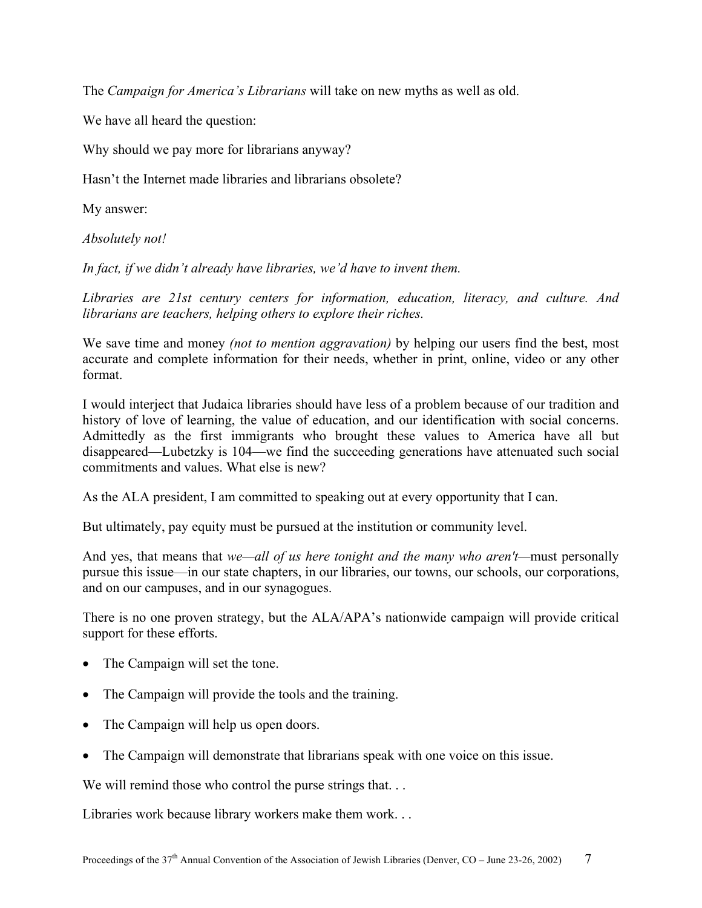The *Campaign for America's Librarians* will take on new myths as well as old.

We have all heard the question:

Why should we pay more for librarians anyway?

Hasn't the Internet made libraries and librarians obsolete?

My answer:

*Absolutely not!*

*In fact, if we didn't already have libraries, we'd have to invent them.*

*Libraries are 21st century centers for information, education, literacy, and culture. And librarians are teachers, helping others to explore their riches.*

We save time and money *(not to mention aggravation)* by helping our users find the best, most accurate and complete information for their needs, whether in print, online, video or any other format.

I would interject that Judaica libraries should have less of a problem because of our tradition and history of love of learning, the value of education, and our identification with social concerns. Admittedly as the first immigrants who brought these values to America have all but disappeared—Lubetzky is 104—we find the succeeding generations have attenuated such social commitments and values. What else is new?

As the ALA president, I am committed to speaking out at every opportunity that I can.

But ultimately, pay equity must be pursued at the institution or community level.

And yes, that means that *we—all of us here tonight and the many who aren't*—must personally pursue this issue—in our state chapters, in our libraries, our towns, our schools, our corporations, and on our campuses, and in our synagogues.

There is no one proven strategy, but the ALA/APA's nationwide campaign will provide critical support for these efforts.

- The Campaign will set the tone.
- The Campaign will provide the tools and the training.
- The Campaign will help us open doors.
- The Campaign will demonstrate that librarians speak with one voice on this issue.

We will remind those who control the purse strings that. . .

Libraries work because library workers make them work. . .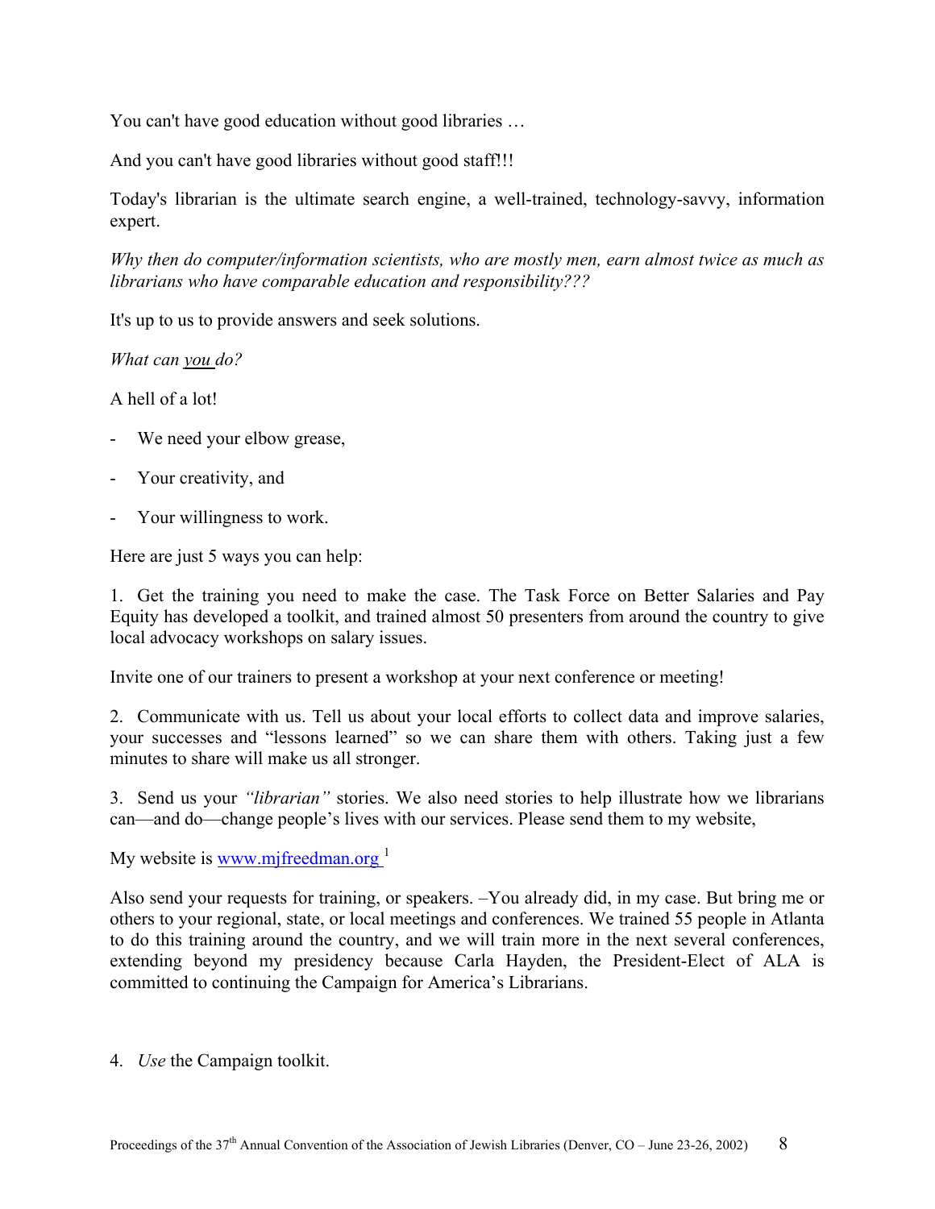You can't have good education without good libraries …

And you can't have good libraries without good staff!!!

Today's librarian is the ultimate search engine, a well-trained, technology-savvy, information expert.

*Why then do computer/information scientists, who are mostly men, earn almost twice as much as librarians who have comparable education and responsibility???*

It's up to us to provide answers and seek solutions.

*What can you do?*

A hell of a lot!

- We need your elbow grease,
- Your creativity, and
- Your willingness to work.

Here are just 5 ways you can help:

1. Get the training you need to make the case. The Task Force on Better Salaries and Pay Equity has developed a toolkit, and trained almost 50 presenters from around the country to give local advocacy workshops on salary issues.

Invite one of our trainers to present a workshop at your next conference or meeting!

2. Communicate with us. Tell us about your local efforts to collect data and improve salaries, your successes and "lessons learned" so we can share them with others. Taking just a few minutes to share will make us all stronger.

3. Send us your *"librarian"* stories. We also need stories to help illustrate how we librarians can—and do—change people's lives with our services. Please send them to my website,

My website is [www.mjfreedman.org](http://www.mjfreedman.org) [1]

Also send your requests for training, or speakers. –You already did, in my case. But bring me or others to your regional, state, or local meetings and conferences. We trained 55 people in Atlanta to do this training around the country, and we will train more in the next several conferences, extending beyond my presidency because Carla Hayden, the President-Elect of ALA is committed to continuing the Campaign for America's Librarians.

4. *Use* the Campaign toolkit.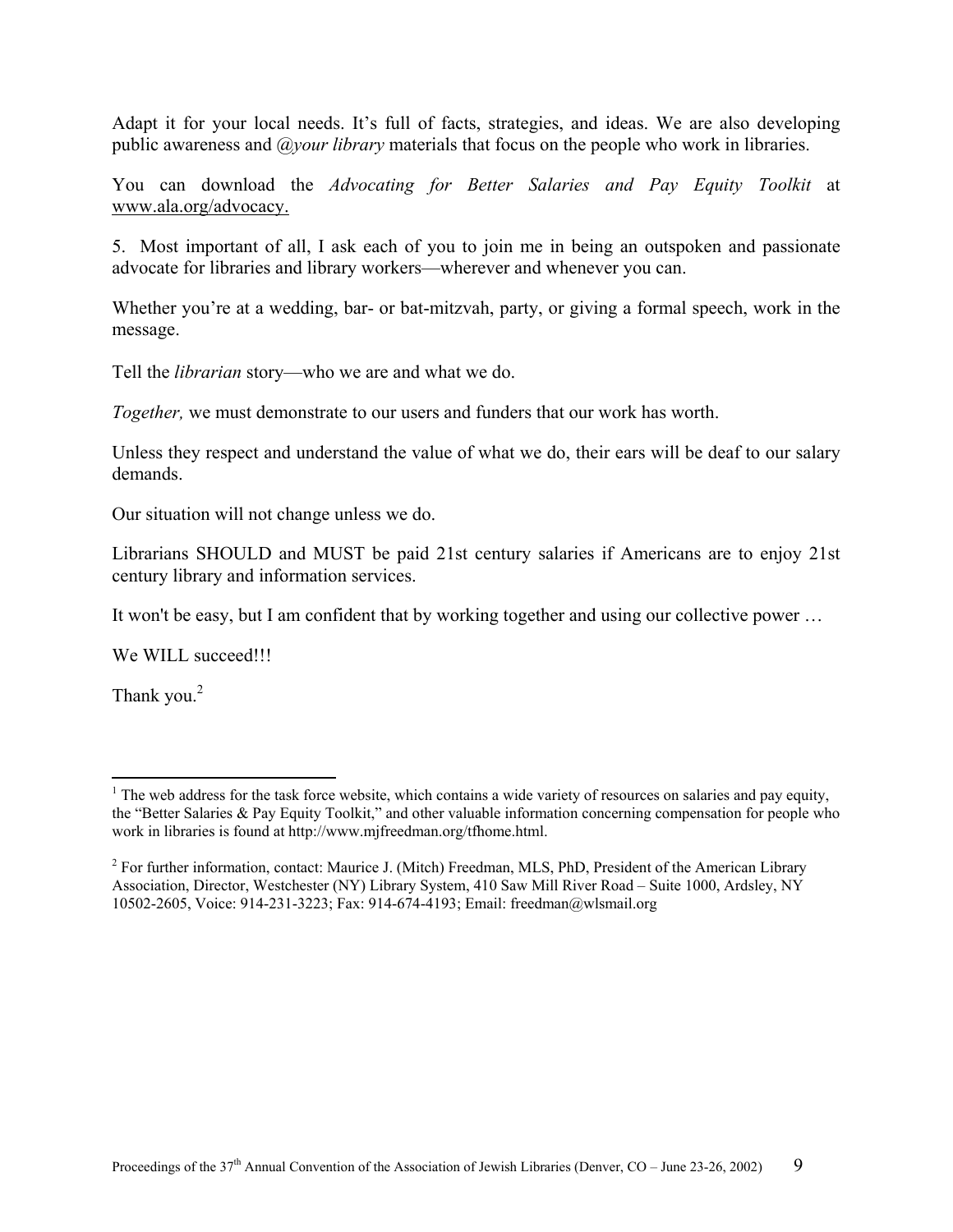Adapt it for your local needs. It's full of facts, strategies, and ideas. We are also developing public awareness and *@your library* materials that focus on the people who work in libraries.

You can download the *Advocating for Better Salaries and Pay Equity Toolkit* at www.ala.org/advocacy.

5. Most important of all, I ask each of you to join me in being an outspoken and passionate advocate for libraries and library workers—wherever and whenever you can.

Whether you're at a wedding, bar- or bat-mitzvah, party, or giving a formal speech, work in the message.

Tell the *librarian* story—who we are and what we do.

*Together,* we must demonstrate to our users and funders that our work has worth.

Unless they respect and understand the value of what we do, their ears will be deaf to our salary demands.

Our situation will not change unless we do.

Librarians SHOULD and MUST be paid 21st century salaries if Americans are to enjoy 21st century library and information services.

It won't be easy, but I am confident that by working together and using our collective power …

We WILL succeed!!!

Thank you.[2]

---

[1] The web address for the task force website, which contains a wide variety of resources on salaries and pay equity, the "Better Salaries & Pay Equity Toolkit," and other valuable information concerning compensation for people who work in libraries is found at http://www.mjfreedman.org/tfhome.html.

[2] For further information, contact: Maurice J. (Mitch) Freedman, MLS, PhD, President of the American Library Association, Director, Westchester (NY) Library System, 410 Saw Mill River Road – Suite 1000, Ardsley, NY 10502-2605, Voice: 914-231-3223; Fax: 914-674-4193; Email: freedman@wlsmail.org